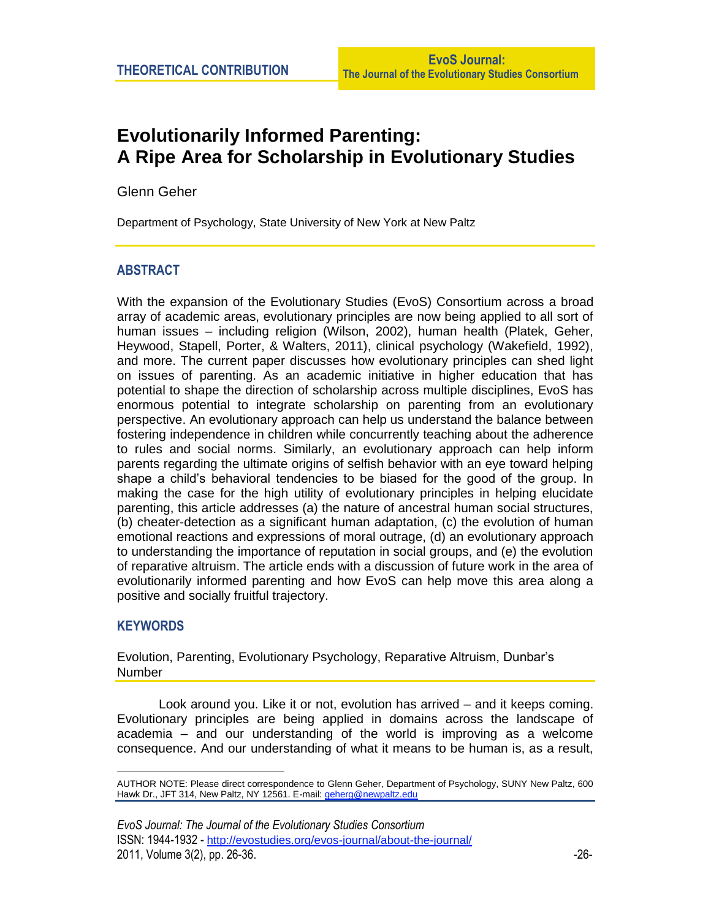THEORETICAL CONTRIBUTION

# Evolutionarily Informed Parenting: A Ripe Area for Scholarship in Evolutionary Studies

Glenn Geher

Department of Psychology, State University of New York at New Paltz

## ABSTRACT

With the expansion of the Evolutionary Studies (EvoS) Consortium across a broad array of academic areas, evolutionary principles are now being applied to all sort of human issues – including religion (Wilson, 2002), human health (Platek, Geher, Heywood, Stapell, Porter, & Walters, 2011), clinical psychology (Wakefield, 1992), and more. The current paper discusses how evolutionary principles can shed light on issues of parenting. As an academic initiative in higher education that has potential to shape the direction of scholarship across multiple disciplines, EvoS has enormous potential to integrate scholarship on parenting from an evolutionary perspective. An evolutionary approach can help us understand the balance between fostering independence in children while concurrently teaching about the adherence to rules and social norms. Similarly, an evolutionary approach can help inform parents regarding the ultimate origins of selfish behavior with an eye toward helping shape a child's behavioral tendencies to be biased for the good of the group. In making the case for the high utility of evolutionary principles in helping elucidate parenting, this article addresses (a) the nature of ancestral human social structures, (b) cheater-detection as a significant human adaptation, (c) the evolution of human emotional reactions and expressions of moral outrage, (d) an evolutionary approach to understanding the importance of reputation in social groups, and (e) the evolution of reparative altruism. The article ends with a discussion of future work in the area of evolutionarily informed parenting and how EvoS can help move this area along a positive and socially fruitful trajectory.

## KEYWORDS

Evolution, Parenting, Evolutionary Psychology, Reparative Altruism, Dunbar's Number

Look around you. Like it or not, evolution has arrived – and it keeps coming. Evolutionary principles are being applied in domains across the landscape of academia – and our understanding of the world is improving as a welcome consequence. And our understanding of what it means to be human is, as a result,

AUTHOR NOTE: Please direct correspondence to Glenn Geher, Department of Psychology, SUNY New Paltz, 600 Hawk Dr., JFT 314, New Paltz, NY 12561. E-mail: geherg@newpaltz.edu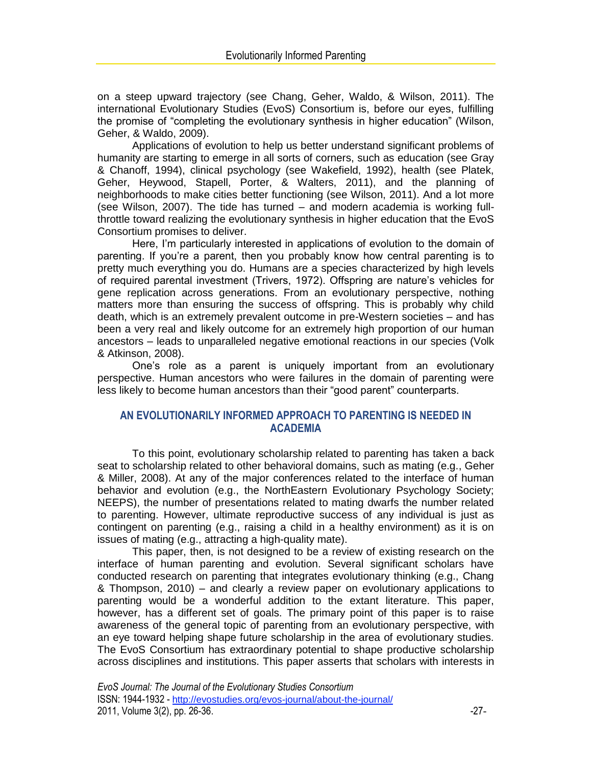on a steep upward trajectory (see Chang, Geher, Waldo, & Wilson, 2011). The international Evolutionary Studies (EvoS) Consortium is, before our eyes, fulfilling the promise of "completing the evolutionary synthesis in higher education" (Wilson, Geher, & Waldo, 2009).

Applications of evolution to help us better understand significant problems of humanity are starting to emerge in all sorts of corners, such as education (see Gray & Chanoff, 1994), clinical psychology (see Wakefield, 1992), health (see Platek, Geher, Heywood, Stapell, Porter, & Walters, 2011), and the planning of neighborhoods to make cities better functioning (see Wilson, 2011). And a lot more (see Wilson, 2007). The tide has turned – and modern academia is working full-throttle toward realizing the evolutionary synthesis in higher education that the EvoS Consortium promises to deliver.

Here, I'm particularly interested in applications of evolution to the domain of parenting. If you're a parent, then you probably know how central parenting is to pretty much everything you do. Humans are a species characterized by high levels of required parental investment (Trivers, 1972). Offspring are nature's vehicles for gene replication across generations. From an evolutionary perspective, nothing matters more than ensuring the success of offspring. This is probably why child death, which is an extremely prevalent outcome in pre-Western societies – and has been a very real and likely outcome for an extremely high proportion of our human ancestors – leads to unparalleled negative emotional reactions in our species (Volk & Atkinson, 2008).

One's role as a parent is uniquely important from an evolutionary perspective. Human ancestors who were failures in the domain of parenting were less likely to become human ancestors than their "good parent" counterparts.

## AN EVOLUTIONARILY INFORMED APPROACH TO PARENTING IS NEEDED IN ACADEMIA

To this point, evolutionary scholarship related to parenting has taken a back seat to scholarship related to other behavioral domains, such as mating (e.g., Geher & Miller, 2008). At any of the major conferences related to the interface of human behavior and evolution (e.g., the NorthEastern Evolutionary Psychology Society; NEEPS), the number of presentations related to mating dwarfs the number related to parenting. However, ultimate reproductive success of any individual is just as contingent on parenting (e.g., raising a child in a healthy environment) as it is on issues of mating (e.g., attracting a high-quality mate).

This paper, then, is not designed to be a review of existing research on the interface of human parenting and evolution. Several significant scholars have conducted research on parenting that integrates evolutionary thinking (e.g., Chang & Thompson, 2010) – and clearly a review paper on evolutionary applications to parenting would be a wonderful addition to the extant literature. This paper, however, has a different set of goals. The primary point of this paper is to raise awareness of the general topic of parenting from an evolutionary perspective, with an eye toward helping shape future scholarship in the area of evolutionary studies. The EvoS Consortium has extraordinary potential to shape productive scholarship across disciplines and institutions. This paper asserts that scholars with interests in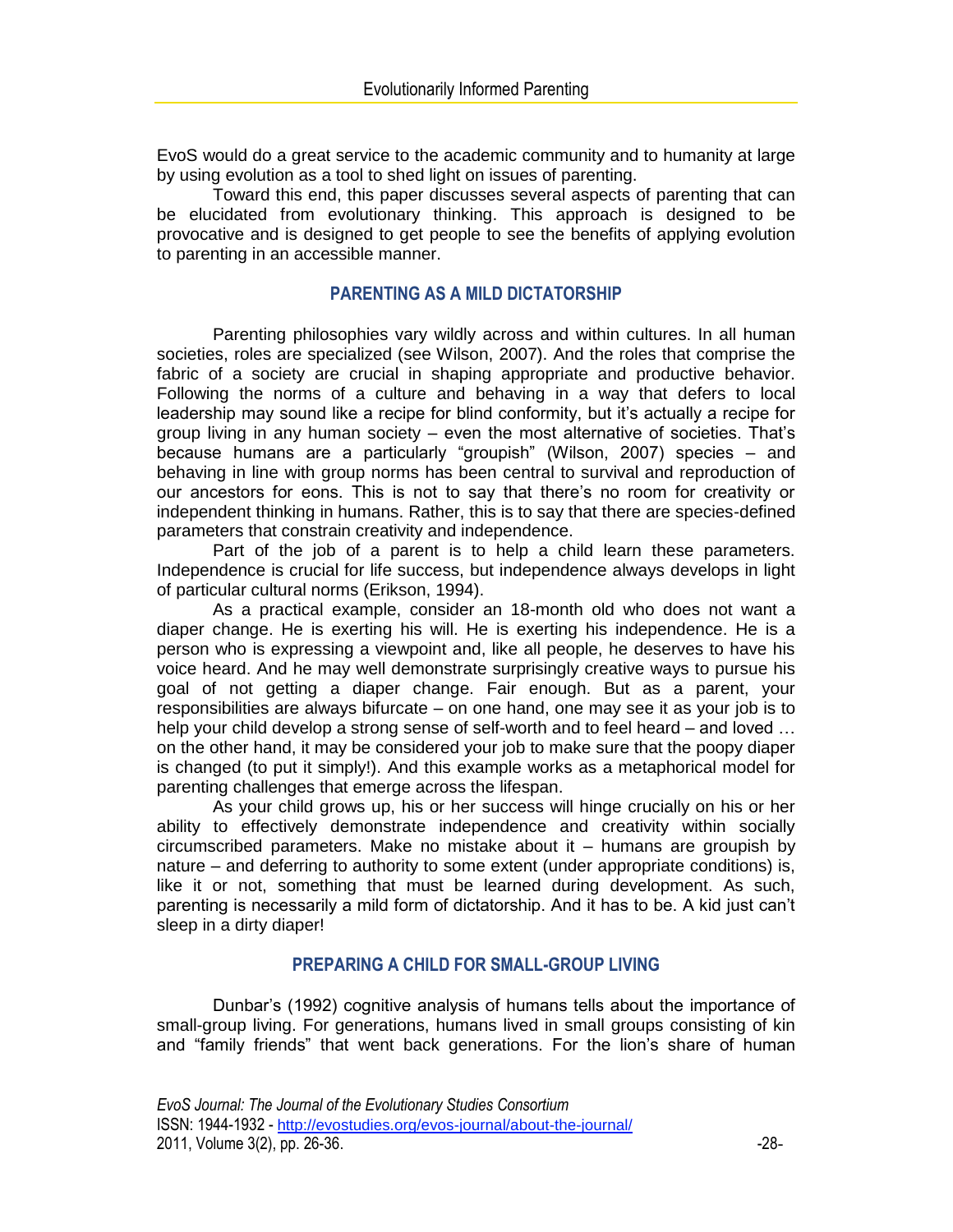EvoS would do a great service to the academic community and to humanity at large by using evolution as a tool to shed light on issues of parenting.

Toward this end, this paper discusses several aspects of parenting that can be elucidated from evolutionary thinking. This approach is designed to be provocative and is designed to get people to see the benefits of applying evolution to parenting in an accessible manner.

## PARENTING AS A MILD DICTATORSHIP

Parenting philosophies vary wildly across and within cultures. In all human societies, roles are specialized (see Wilson, 2007). And the roles that comprise the fabric of a society are crucial in shaping appropriate and productive behavior. Following the norms of a culture and behaving in a way that defers to local leadership may sound like a recipe for blind conformity, but it's actually a recipe for group living in any human society – even the most alternative of societies. That's because humans are a particularly "groupish" (Wilson, 2007) species – and behaving in line with group norms has been central to survival and reproduction of our ancestors for eons. This is not to say that there's no room for creativity or independent thinking in humans. Rather, this is to say that there are species-defined parameters that constrain creativity and independence.

Part of the job of a parent is to help a child learn these parameters. Independence is crucial for life success, but independence always develops in light of particular cultural norms (Erikson, 1994).

As a practical example, consider an 18-month old who does not want a diaper change. He is exerting his will. He is exerting his independence. He is a person who is expressing a viewpoint and, like all people, he deserves to have his voice heard. And he may well demonstrate surprisingly creative ways to pursue his goal of not getting a diaper change. Fair enough. But as a parent, your responsibilities are always bifurcate – on one hand, one may see it as your job is to help your child develop a strong sense of self-worth and to feel heard – and loved … on the other hand, it may be considered your job to make sure that the poopy diaper is changed (to put it simply!). And this example works as a metaphorical model for parenting challenges that emerge across the lifespan.

As your child grows up, his or her success will hinge crucially on his or her ability to effectively demonstrate independence and creativity within socially circumscribed parameters. Make no mistake about it – humans are groupish by nature – and deferring to authority to some extent (under appropriate conditions) is, like it or not, something that must be learned during development. As such, parenting is necessarily a mild form of dictatorship. And it has to be. A kid just can't sleep in a dirty diaper!

## PREPARING A CHILD FOR SMALL-GROUP LIVING

Dunbar's (1992) cognitive analysis of humans tells about the importance of small-group living. For generations, humans lived in small groups consisting of kin and "family friends" that went back generations. For the lion's share of human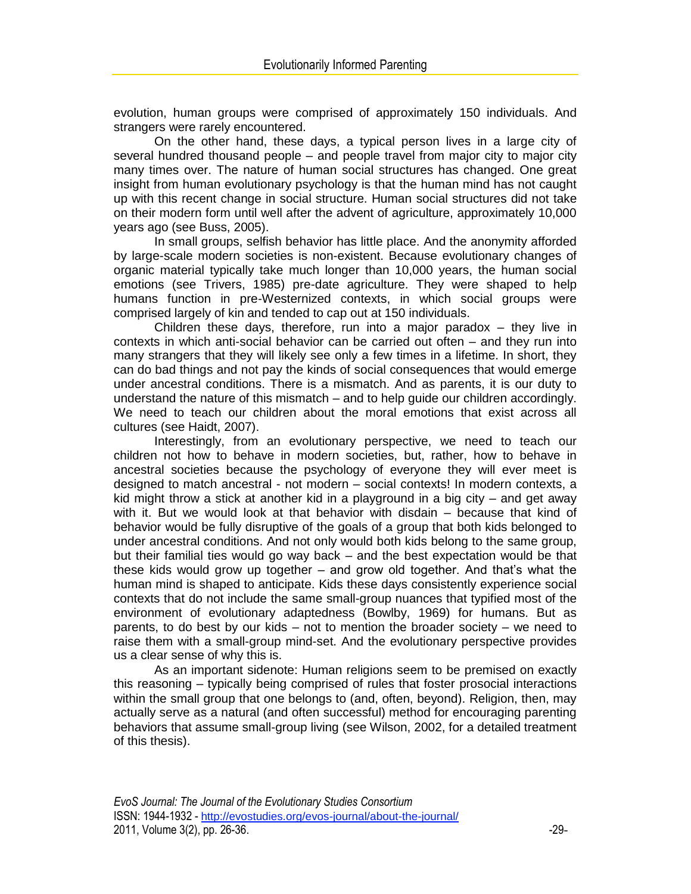evolution, human groups were comprised of approximately 150 individuals. And strangers were rarely encountered.

On the other hand, these days, a typical person lives in a large city of several hundred thousand people – and people travel from major city to major city many times over. The nature of human social structures has changed. One great insight from human evolutionary psychology is that the human mind has not caught up with this recent change in social structure. Human social structures did not take on their modern form until well after the advent of agriculture, approximately 10,000 years ago (see Buss, 2005).

In small groups, selfish behavior has little place. And the anonymity afforded by large-scale modern societies is non-existent. Because evolutionary changes of organic material typically take much longer than 10,000 years, the human social emotions (see Trivers, 1985) pre-date agriculture. They were shaped to help humans function in pre-Westernized contexts, in which social groups were comprised largely of kin and tended to cap out at 150 individuals.

Children these days, therefore, run into a major paradox – they live in contexts in which anti-social behavior can be carried out often – and they run into many strangers that they will likely see only a few times in a lifetime. In short, they can do bad things and not pay the kinds of social consequences that would emerge under ancestral conditions. There is a mismatch. And as parents, it is our duty to understand the nature of this mismatch – and to help guide our children accordingly. We need to teach our children about the moral emotions that exist across all cultures (see Haidt, 2007).

Interestingly, from an evolutionary perspective, we need to teach our children not how to behave in modern societies, but, rather, how to behave in ancestral societies because the psychology of everyone they will ever meet is designed to match ancestral - not modern – social contexts! In modern contexts, a kid might throw a stick at another kid in a playground in a big city – and get away with it. But we would look at that behavior with disdain – because that kind of behavior would be fully disruptive of the goals of a group that both kids belonged to under ancestral conditions. And not only would both kids belong to the same group, but their familial ties would go way back – and the best expectation would be that these kids would grow up together – and grow old together. And that's what the human mind is shaped to anticipate. Kids these days consistently experience social contexts that do not include the same small-group nuances that typified most of the environment of evolutionary adaptedness (Bowlby, 1969) for humans. But as parents, to do best by our kids – not to mention the broader society – we need to raise them with a small-group mind-set. And the evolutionary perspective provides us a clear sense of why this is.

As an important sidenote: Human religions seem to be premised on exactly this reasoning – typically being comprised of rules that foster prosocial interactions within the small group that one belongs to (and, often, beyond). Religion, then, may actually serve as a natural (and often successful) method for encouraging parenting behaviors that assume small-group living (see Wilson, 2002, for a detailed treatment of this thesis).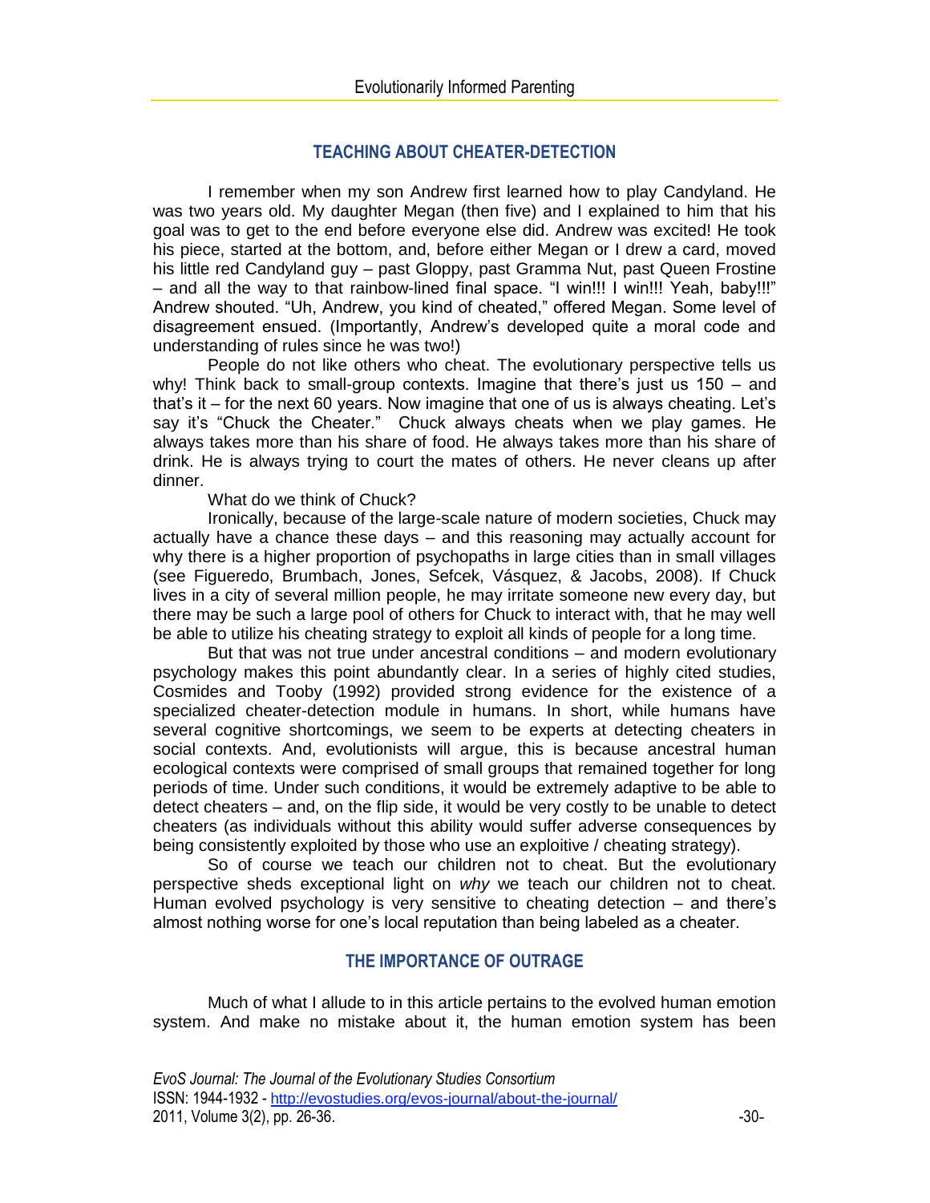## TEACHING ABOUT CHEATER-DETECTION

I remember when my son Andrew first learned how to play Candyland. He was two years old. My daughter Megan (then five) and I explained to him that his goal was to get to the end before everyone else did. Andrew was excited! He took his piece, started at the bottom, and, before either Megan or I drew a card, moved his little red Candyland guy – past Gloppy, past Gramma Nut, past Queen Frostine – and all the way to that rainbow-lined final space. "I win!!! I win!!! Yeah, baby!!!" Andrew shouted. "Uh, Andrew, you kind of cheated," offered Megan. Some level of disagreement ensued. (Importantly, Andrew's developed quite a moral code and understanding of rules since he was two!)

People do not like others who cheat. The evolutionary perspective tells us why! Think back to small-group contexts. Imagine that there's just us 150 – and that's it – for the next 60 years. Now imagine that one of us is always cheating. Let's say it's "Chuck the Cheater." Chuck always cheats when we play games. He always takes more than his share of food. He always takes more than his share of drink. He is always trying to court the mates of others. He never cleans up after dinner.

What do we think of Chuck?

Ironically, because of the large-scale nature of modern societies, Chuck may actually have a chance these days – and this reasoning may actually account for why there is a higher proportion of psychopaths in large cities than in small villages (see Figueredo, Brumbach, Jones, Sefcek, Vásquez, & Jacobs, 2008). If Chuck lives in a city of several million people, he may irritate someone new every day, but there may be such a large pool of others for Chuck to interact with, that he may well be able to utilize his cheating strategy to exploit all kinds of people for a long time.

But that was not true under ancestral conditions – and modern evolutionary psychology makes this point abundantly clear. In a series of highly cited studies, Cosmides and Tooby (1992) provided strong evidence for the existence of a specialized cheater-detection module in humans. In short, while humans have several cognitive shortcomings, we seem to be experts at detecting cheaters in social contexts. And, evolutionists will argue, this is because ancestral human ecological contexts were comprised of small groups that remained together for long periods of time. Under such conditions, it would be extremely adaptive to be able to detect cheaters – and, on the flip side, it would be very costly to be unable to detect cheaters (as individuals without this ability would suffer adverse consequences by being consistently exploited by those who use an exploitive / cheating strategy).

So of course we teach our children not to cheat. But the evolutionary perspective sheds exceptional light on *why* we teach our children not to cheat. Human evolved psychology is very sensitive to cheating detection – and there's almost nothing worse for one's local reputation than being labeled as a cheater.

## THE IMPORTANCE OF OUTRAGE

Much of what I allude to in this article pertains to the evolved human emotion system. And make no mistake about it, the human emotion system has been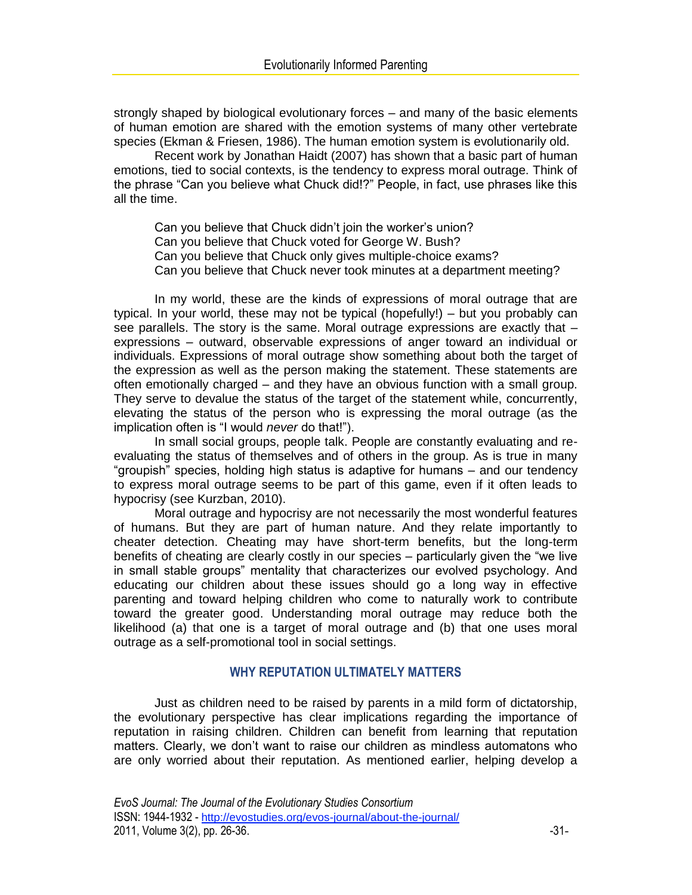strongly shaped by biological evolutionary forces – and many of the basic elements of human emotion are shared with the emotion systems of many other vertebrate species (Ekman & Friesen, 1986). The human emotion system is evolutionarily old.

Recent work by Jonathan Haidt (2007) has shown that a basic part of human emotions, tied to social contexts, is the tendency to express moral outrage. Think of the phrase "Can you believe what Chuck did!?" People, in fact, use phrases like this all the time.

> Can you believe that Chuck didn't join the worker's union?
> Can you believe that Chuck voted for George W. Bush?
> Can you believe that Chuck only gives multiple-choice exams?
> Can you believe that Chuck never took minutes at a department meeting?

In my world, these are the kinds of expressions of moral outrage that are typical. In your world, these may not be typical (hopefully!) – but you probably can see parallels. The story is the same. Moral outrage expressions are exactly that – expressions – outward, observable expressions of anger toward an individual or individuals. Expressions of moral outrage show something about both the target of the expression as well as the person making the statement. These statements are often emotionally charged – and they have an obvious function with a small group. They serve to devalue the status of the target of the statement while, concurrently, elevating the status of the person who is expressing the moral outrage (as the implication often is "I would *never* do that!").

In small social groups, people talk. People are constantly evaluating and re-evaluating the status of themselves and of others in the group. As is true in many "groupish" species, holding high status is adaptive for humans – and our tendency to express moral outrage seems to be part of this game, even if it often leads to hypocrisy (see Kurzban, 2010).

Moral outrage and hypocrisy are not necessarily the most wonderful features of humans. But they are part of human nature. And they relate importantly to cheater detection. Cheating may have short-term benefits, but the long-term benefits of cheating are clearly costly in our species – particularly given the "we live in small stable groups" mentality that characterizes our evolved psychology. And educating our children about these issues should go a long way in effective parenting and toward helping children who come to naturally work to contribute toward the greater good. Understanding moral outrage may reduce both the likelihood (a) that one is a target of moral outrage and (b) that one uses moral outrage as a self-promotional tool in social settings.

## WHY REPUTATION ULTIMATELY MATTERS

Just as children need to be raised by parents in a mild form of dictatorship, the evolutionary perspective has clear implications regarding the importance of reputation in raising children. Children can benefit from learning that reputation matters. Clearly, we don't want to raise our children as mindless automatons who are only worried about their reputation. As mentioned earlier, helping develop a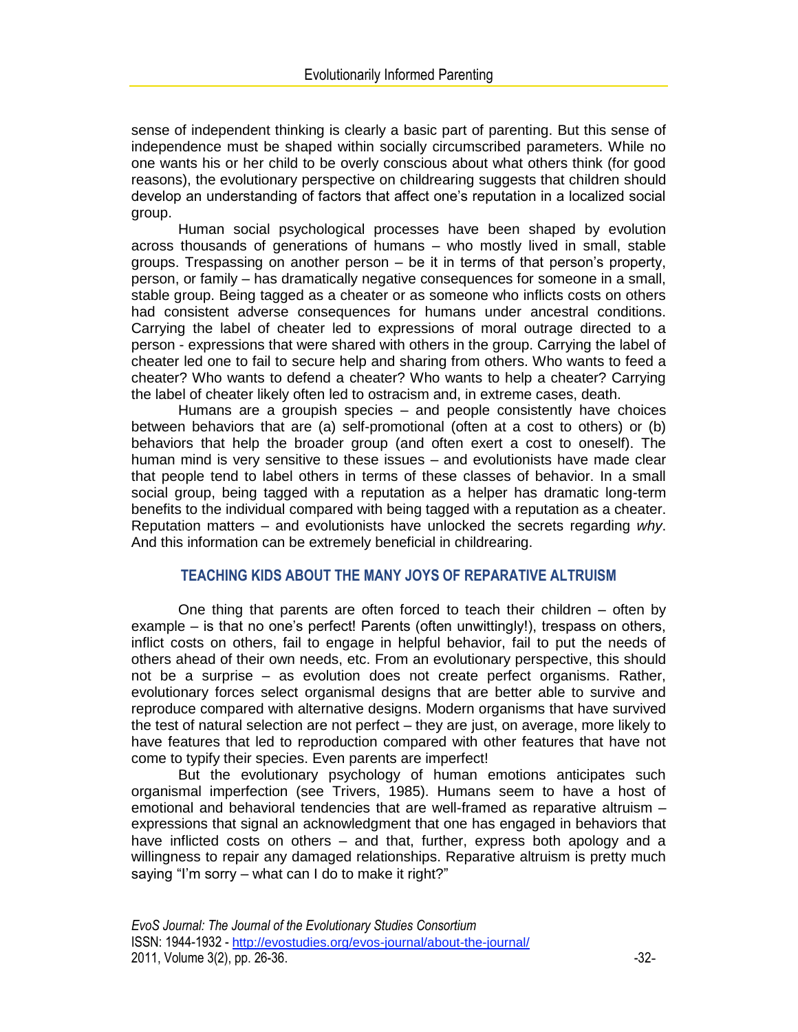sense of independent thinking is clearly a basic part of parenting. But this sense of independence must be shaped within socially circumscribed parameters. While no one wants his or her child to be overly conscious about what others think (for good reasons), the evolutionary perspective on childrearing suggests that children should develop an understanding of factors that affect one's reputation in a localized social group.

Human social psychological processes have been shaped by evolution across thousands of generations of humans – who mostly lived in small, stable groups. Trespassing on another person – be it in terms of that person's property, person, or family – has dramatically negative consequences for someone in a small, stable group. Being tagged as a cheater or as someone who inflicts costs on others had consistent adverse consequences for humans under ancestral conditions. Carrying the label of cheater led to expressions of moral outrage directed to a person - expressions that were shared with others in the group. Carrying the label of cheater led one to fail to secure help and sharing from others. Who wants to feed a cheater? Who wants to defend a cheater? Who wants to help a cheater? Carrying the label of cheater likely often led to ostracism and, in extreme cases, death.

Humans are a groupish species – and people consistently have choices between behaviors that are (a) self-promotional (often at a cost to others) or (b) behaviors that help the broader group (and often exert a cost to oneself). The human mind is very sensitive to these issues – and evolutionists have made clear that people tend to label others in terms of these classes of behavior. In a small social group, being tagged with a reputation as a helper has dramatic long-term benefits to the individual compared with being tagged with a reputation as a cheater. Reputation matters – and evolutionists have unlocked the secrets regarding *why*. And this information can be extremely beneficial in childrearing.

## TEACHING KIDS ABOUT THE MANY JOYS OF REPARATIVE ALTRUISM

One thing that parents are often forced to teach their children – often by example – is that no one's perfect! Parents (often unwittingly!), trespass on others, inflict costs on others, fail to engage in helpful behavior, fail to put the needs of others ahead of their own needs, etc. From an evolutionary perspective, this should not be a surprise – as evolution does not create perfect organisms. Rather, evolutionary forces select organismal designs that are better able to survive and reproduce compared with alternative designs. Modern organisms that have survived the test of natural selection are not perfect – they are just, on average, more likely to have features that led to reproduction compared with other features that have not come to typify their species. Even parents are imperfect!

But the evolutionary psychology of human emotions anticipates such organismal imperfection (see Trivers, 1985). Humans seem to have a host of emotional and behavioral tendencies that are well-framed as reparative altruism – expressions that signal an acknowledgment that one has engaged in behaviors that have inflicted costs on others – and that, further, express both apology and a willingness to repair any damaged relationships. Reparative altruism is pretty much saying "I'm sorry – what can I do to make it right?"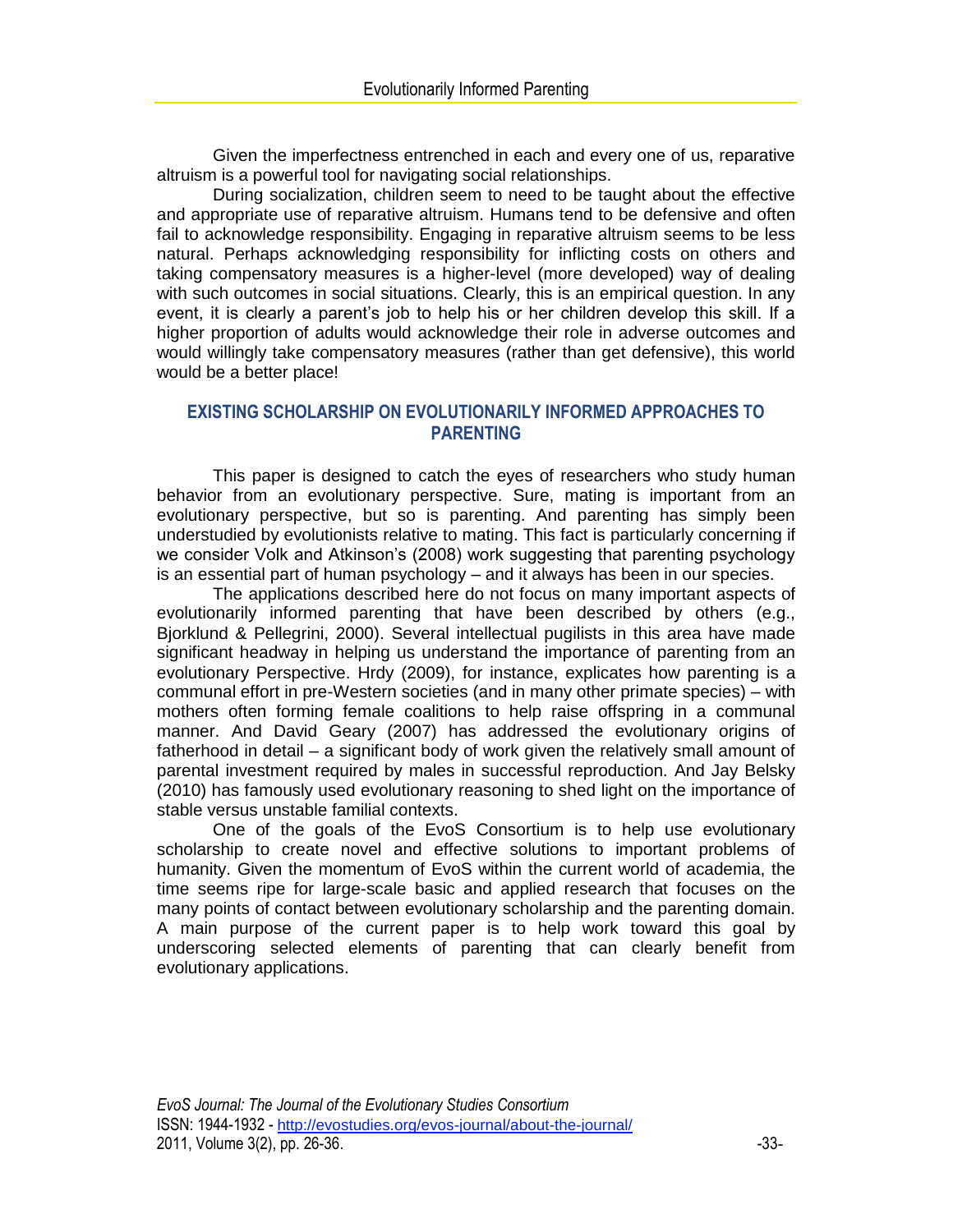Given the imperfectness entrenched in each and every one of us, reparative altruism is a powerful tool for navigating social relationships.

During socialization, children seem to need to be taught about the effective and appropriate use of reparative altruism. Humans tend to be defensive and often fail to acknowledge responsibility. Engaging in reparative altruism seems to be less natural. Perhaps acknowledging responsibility for inflicting costs on others and taking compensatory measures is a higher-level (more developed) way of dealing with such outcomes in social situations. Clearly, this is an empirical question. In any event, it is clearly a parent's job to help his or her children develop this skill. If a higher proportion of adults would acknowledge their role in adverse outcomes and would willingly take compensatory measures (rather than get defensive), this world would be a better place!

## EXISTING SCHOLARSHIP ON EVOLUTIONARILY INFORMED APPROACHES TO PARENTING

This paper is designed to catch the eyes of researchers who study human behavior from an evolutionary perspective. Sure, mating is important from an evolutionary perspective, but so is parenting. And parenting has simply been understudied by evolutionists relative to mating. This fact is particularly concerning if we consider Volk and Atkinson's (2008) work suggesting that parenting psychology is an essential part of human psychology – and it always has been in our species.

The applications described here do not focus on many important aspects of evolutionarily informed parenting that have been described by others (e.g., Bjorklund & Pellegrini, 2000). Several intellectual pugilists in this area have made significant headway in helping us understand the importance of parenting from an evolutionary Perspective. Hrdy (2009), for instance, explicates how parenting is a communal effort in pre-Western societies (and in many other primate species) – with mothers often forming female coalitions to help raise offspring in a communal manner. And David Geary (2007) has addressed the evolutionary origins of fatherhood in detail – a significant body of work given the relatively small amount of parental investment required by males in successful reproduction. And Jay Belsky (2010) has famously used evolutionary reasoning to shed light on the importance of stable versus unstable familial contexts.

One of the goals of the EvoS Consortium is to help use evolutionary scholarship to create novel and effective solutions to important problems of humanity. Given the momentum of EvoS within the current world of academia, the time seems ripe for large-scale basic and applied research that focuses on the many points of contact between evolutionary scholarship and the parenting domain. A main purpose of the current paper is to help work toward this goal by underscoring selected elements of parenting that can clearly benefit from evolutionary applications.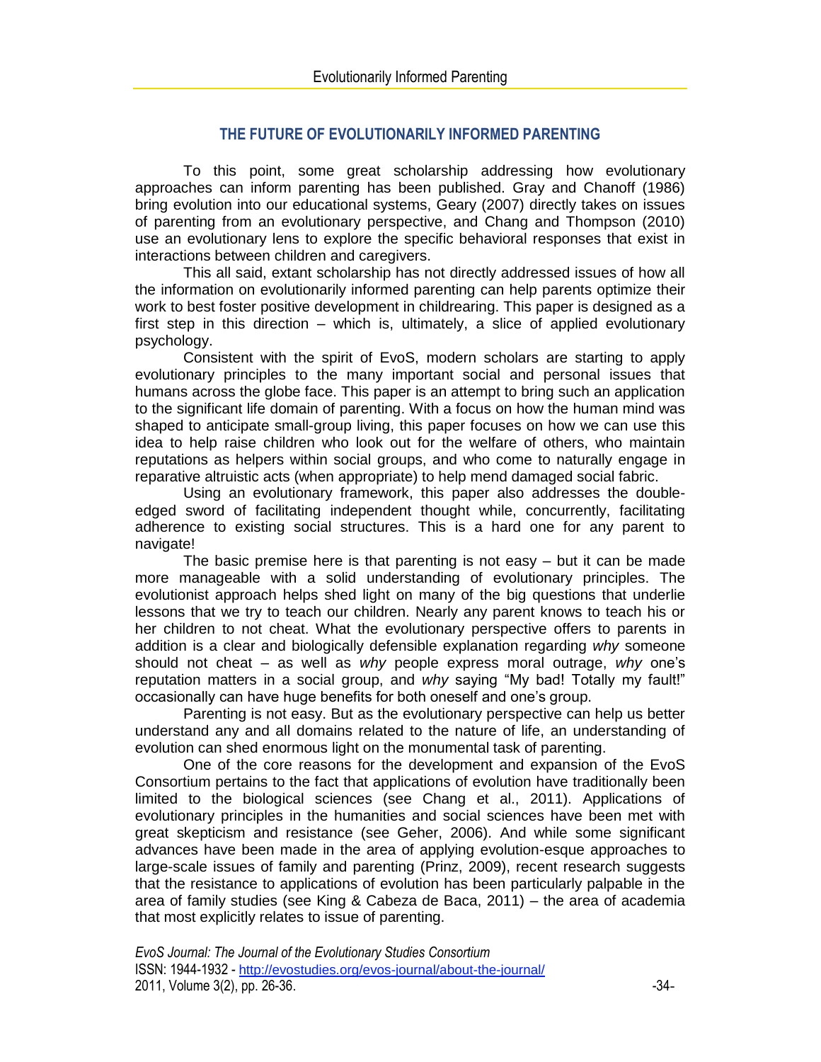## THE FUTURE OF EVOLUTIONARILY INFORMED PARENTING

To this point, some great scholarship addressing how evolutionary approaches can inform parenting has been published. Gray and Chanoff (1986) bring evolution into our educational systems, Geary (2007) directly takes on issues of parenting from an evolutionary perspective, and Chang and Thompson (2010) use an evolutionary lens to explore the specific behavioral responses that exist in interactions between children and caregivers.

This all said, extant scholarship has not directly addressed issues of how all the information on evolutionarily informed parenting can help parents optimize their work to best foster positive development in childrearing. This paper is designed as a first step in this direction – which is, ultimately, a slice of applied evolutionary psychology.

Consistent with the spirit of EvoS, modern scholars are starting to apply evolutionary principles to the many important social and personal issues that humans across the globe face. This paper is an attempt to bring such an application to the significant life domain of parenting. With a focus on how the human mind was shaped to anticipate small-group living, this paper focuses on how we can use this idea to help raise children who look out for the welfare of others, who maintain reputations as helpers within social groups, and who come to naturally engage in reparative altruistic acts (when appropriate) to help mend damaged social fabric.

Using an evolutionary framework, this paper also addresses the double-edged sword of facilitating independent thought while, concurrently, facilitating adherence to existing social structures. This is a hard one for any parent to navigate!

The basic premise here is that parenting is not easy – but it can be made more manageable with a solid understanding of evolutionary principles. The evolutionist approach helps shed light on many of the big questions that underlie lessons that we try to teach our children. Nearly any parent knows to teach his or her children to not cheat. What the evolutionary perspective offers to parents in addition is a clear and biologically defensible explanation regarding *why* someone should not cheat – as well as *why* people express moral outrage, *why* one's reputation matters in a social group, and *why* saying "My bad! Totally my fault!" occasionally can have huge benefits for both oneself and one's group.

Parenting is not easy. But as the evolutionary perspective can help us better understand any and all domains related to the nature of life, an understanding of evolution can shed enormous light on the monumental task of parenting.

One of the core reasons for the development and expansion of the EvoS Consortium pertains to the fact that applications of evolution have traditionally been limited to the biological sciences (see Chang et al., 2011). Applications of evolutionary principles in the humanities and social sciences have been met with great skepticism and resistance (see Geher, 2006). And while some significant advances have been made in the area of applying evolution-esque approaches to large-scale issues of family and parenting (Prinz, 2009), recent research suggests that the resistance to applications of evolution has been particularly palpable in the area of family studies (see King & Cabeza de Baca, 2011) – the area of academia that most explicitly relates to issue of parenting.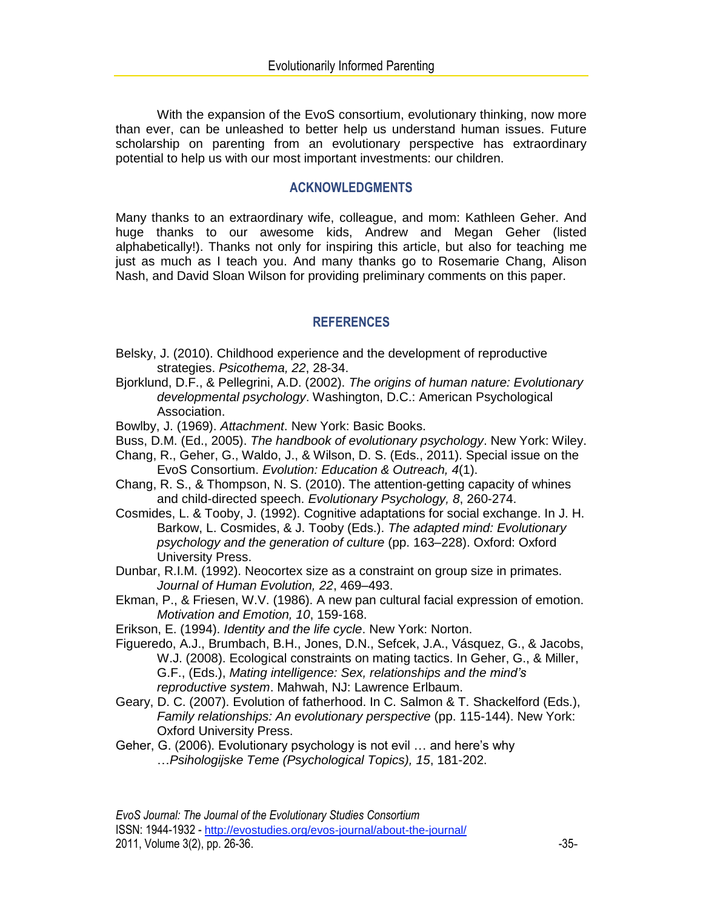With the expansion of the EvoS consortium, evolutionary thinking, now more than ever, can be unleashed to better help us understand human issues. Future scholarship on parenting from an evolutionary perspective has extraordinary potential to help us with our most important investments: our children.

## ACKNOWLEDGMENTS

Many thanks to an extraordinary wife, colleague, and mom: Kathleen Geher. And huge thanks to our awesome kids, Andrew and Megan Geher (listed alphabetically!). Thanks not only for inspiring this article, but also for teaching me just as much as I teach you. And many thanks go to Rosemarie Chang, Alison Nash, and David Sloan Wilson for providing preliminary comments on this paper.

## REFERENCES

Belsky, J. (2010). Childhood experience and the development of reproductive strategies. *Psicothema, 22*, 28-34.

Bjorklund, D.F., & Pellegrini, A.D. (2002). *The origins of human nature: Evolutionary developmental psychology*. Washington, D.C.: American Psychological Association.

Bowlby, J. (1969). *Attachment*. New York: Basic Books.

Buss, D.M. (Ed., 2005). *The handbook of evolutionary psychology*. New York: Wiley.

Chang, R., Geher, G., Waldo, J., & Wilson, D. S. (Eds., 2011). Special issue on the EvoS Consortium. *Evolution: Education & Outreach, 4*(1).

Chang, R. S., & Thompson, N. S. (2010). The attention-getting capacity of whines and child-directed speech. *Evolutionary Psychology, 8*, 260-274.

Cosmides, L. & Tooby, J. (1992). Cognitive adaptations for social exchange. In J. H. Barkow, L. Cosmides, & J. Tooby (Eds.). *The adapted mind: Evolutionary psychology and the generation of culture* (pp. 163–228). Oxford: Oxford University Press.

Dunbar, R.I.M. (1992). Neocortex size as a constraint on group size in primates. *Journal of Human Evolution, 22*, 469–493.

Ekman, P., & Friesen, W.V. (1986). A new pan cultural facial expression of emotion. *Motivation and Emotion, 10*, 159-168.

Erikson, E. (1994). *Identity and the life cycle*. New York: Norton.

Figueredo, A.J., Brumbach, B.H., Jones, D.N., Sefcek, J.A., Vásquez, G., & Jacobs, W.J. (2008). Ecological constraints on mating tactics. In Geher, G., & Miller, G.F., (Eds.), *Mating intelligence: Sex, relationships and the mind's reproductive system*. Mahwah, NJ: Lawrence Erlbaum.

Geary, D. C. (2007). Evolution of fatherhood. In C. Salmon & T. Shackelford (Eds.), *Family relationships: An evolutionary perspective* (pp. 115-144). New York: Oxford University Press.

Geher, G. (2006). Evolutionary psychology is not evil … and here's why …*Psihologijske Teme (Psychological Topics), 15*, 181-202.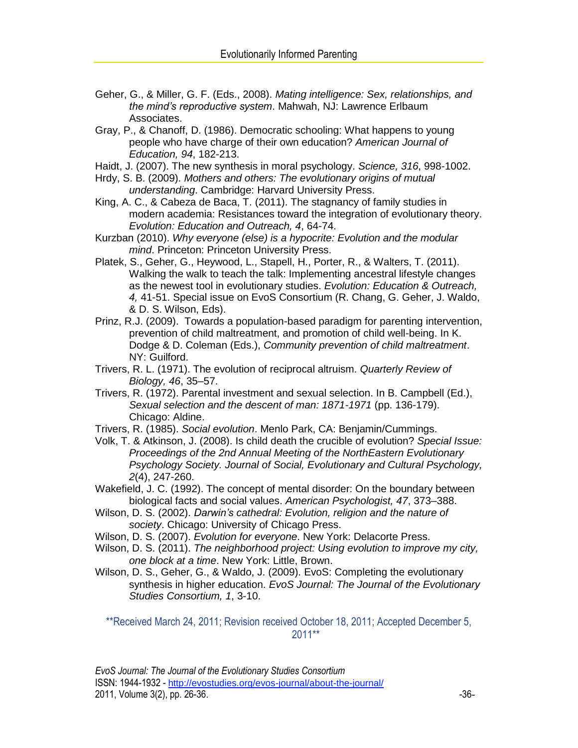Geher, G., & Miller, G. F. (Eds., 2008). *Mating intelligence: Sex, relationships, and the mind's reproductive system*. Mahwah, NJ: Lawrence Erlbaum Associates.

Gray, P., & Chanoff, D. (1986). Democratic schooling: What happens to young people who have charge of their own education? *American Journal of Education, 94*, 182-213.

Haidt, J. (2007). The new synthesis in moral psychology. *Science, 316*, 998-1002.

Hrdy, S. B. (2009). *Mothers and others: The evolutionary origins of mutual understanding*. Cambridge: Harvard University Press.

King, A. C., & Cabeza de Baca, T. (2011). The stagnancy of family studies in modern academia: Resistances toward the integration of evolutionary theory. *Evolution: Education and Outreach, 4*, 64-74.

Kurzban (2010). *Why everyone (else) is a hypocrite: Evolution and the modular mind*. Princeton: Princeton University Press.

Platek, S., Geher, G., Heywood, L., Stapell, H., Porter, R., & Walters, T. (2011). Walking the walk to teach the talk: Implementing ancestral lifestyle changes as the newest tool in evolutionary studies. *Evolution: Education & Outreach, 4,* 41-51. Special issue on EvoS Consortium (R. Chang, G. Geher, J. Waldo, & D. S. Wilson, Eds).

Prinz, R.J. (2009). Towards a population-based paradigm for parenting intervention, prevention of child maltreatment, and promotion of child well-being. In K. Dodge & D. Coleman (Eds.), *Community prevention of child maltreatment*. NY: Guilford.

Trivers, R. L. (1971). The evolution of reciprocal altruism. *Quarterly Review of Biology, 46*, 35–57.

Trivers, R. (1972). Parental investment and sexual selection. In B. Campbell (Ed.), *Sexual selection and the descent of man: 1871-1971* (pp. 136-179). Chicago: Aldine.

Trivers, R. (1985). *Social evolution*. Menlo Park, CA: Benjamin/Cummings.

Volk, T. & Atkinson, J. (2008). Is child death the crucible of evolution? *Special Issue: Proceedings of the 2nd Annual Meeting of the NorthEastern Evolutionary Psychology Society. Journal of Social, Evolutionary and Cultural Psychology, 2*(4), 247-260.

Wakefield, J. C. (1992). The concept of mental disorder: On the boundary between biological facts and social values. *American Psychologist, 47*, 373–388.

Wilson, D. S. (2002). *Darwin's cathedral: Evolution, religion and the nature of society*. Chicago: University of Chicago Press.

Wilson, D. S. (2007). *Evolution for everyone*. New York: Delacorte Press.

Wilson, D. S. (2011). *The neighborhood project: Using evolution to improve my city, one block at a time*. New York: Little, Brown.

Wilson, D. S., Geher, G., & Waldo, J. (2009). EvoS: Completing the evolutionary synthesis in higher education. *EvoS Journal: The Journal of the Evolutionary Studies Consortium, 1*, 3-10.

**Received March 24, 2011; Revision received October 18, 2011; Accepted December 5, 2011**